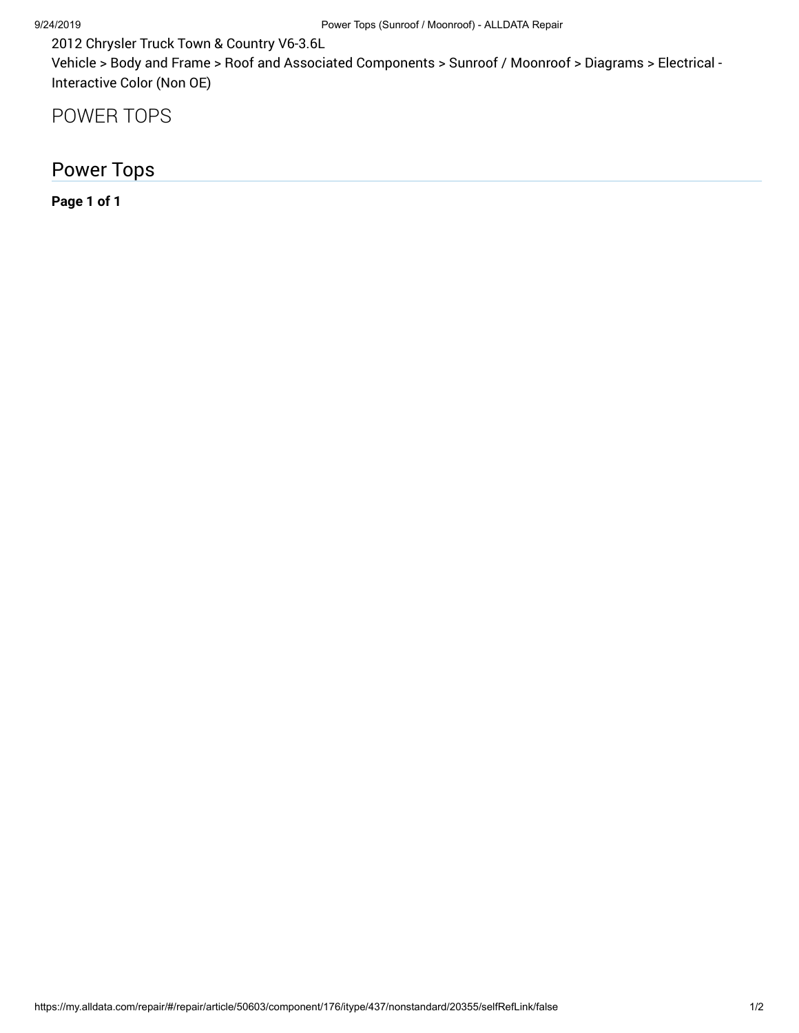2012 Chrysler Truck Town & Country V6-3.6L

Vehicle > Body and Frame > Roof and Associated Components > Sunroof / Moonroof > Diagrams > Electrical - Interactive Color (Non OE)

# POWER TOPS

## Power Tops

**Page 1 of 1**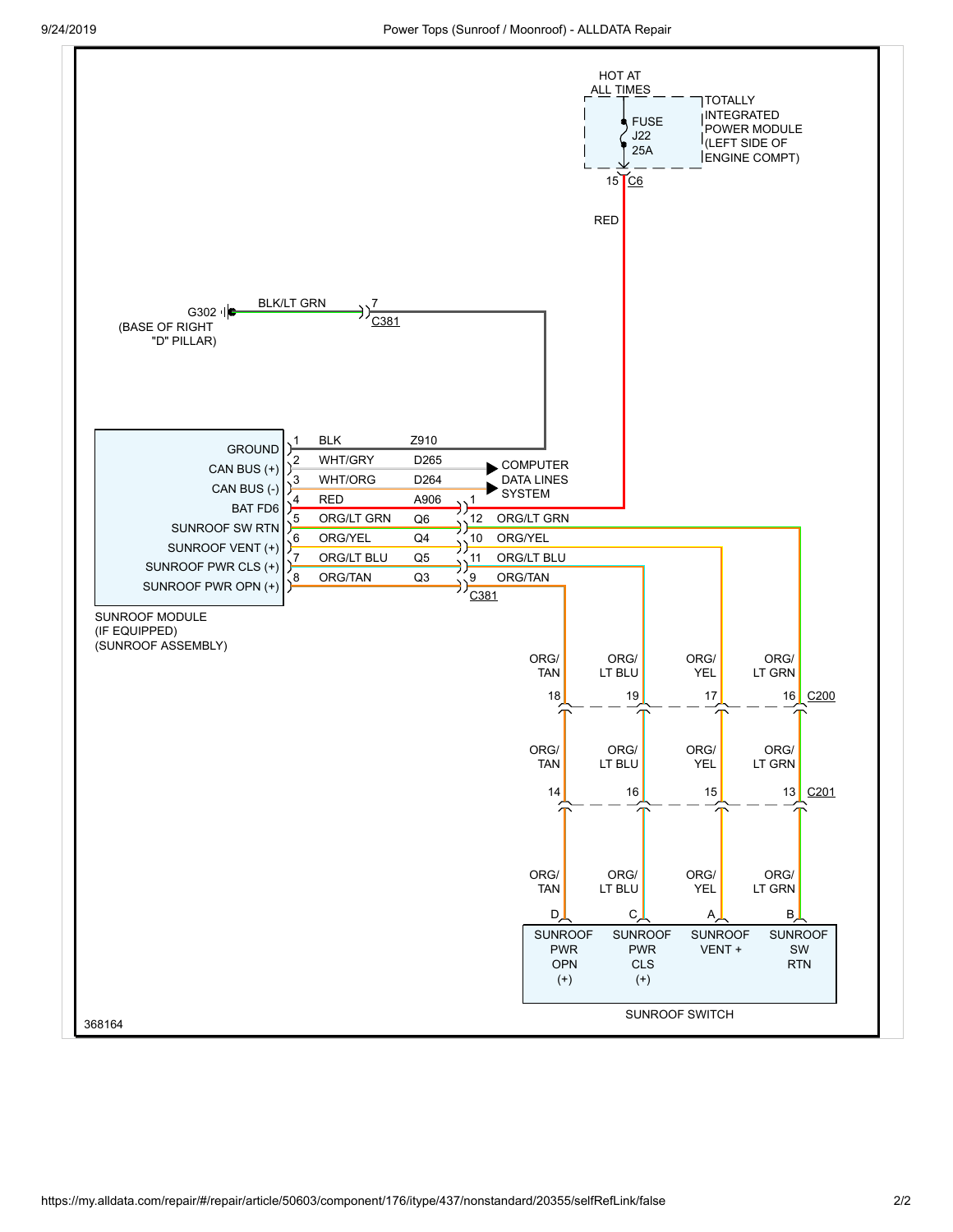HOT AT ALL TIMES

FUSE J22 25A

TOTALLY INTEGRATED POWER MODULE (LEFT SIDE OF ENGINE COMPT)

15 C6

RED

G302 (BASE OF RIGHT "D" PILLAR)

BLK/LT GRN

7 C381

| Pin | Circuit | Wire Color | Circuit No. | C381 Pin | Wire Color |
| --- | --- | --- | --- | --- | --- |
| 1 | GROUND | BLK | Z910 | | |
| 2 | CAN BUS (+) | WHT/GRY | D265 | | |
| 3 | CAN BUS (-) | WHT/ORG | D264 | | |
| 4 | BAT FD6 | RED | A906 | 1 | |
| 5 | SUNROOF SW RTN | ORG/LT GRN | Q6 | 12 | ORG/LT GRN |
| 6 | SUNROOF VENT (+) | ORG/YEL | Q4 | 10 | ORG/YEL |
| 7 | SUNROOF PWR CLS (+) | ORG/LT BLU | Q5 | 11 | ORG/LT BLU |
| 8 | SUNROOF PWR OPN (+) | ORG/TAN | Q3 | 9 | ORG/TAN |

COMPUTER DATA LINES SYSTEM

C381

SUNROOF MODULE (IF EQUIPPED) (SUNROOF ASSEMBLY)

| Wire Color | C200 | C201 | Sunroof Switch Pin | Sunroof Switch Circuit |
| --- | --- | --- | --- | --- |
| ORG/TAN | 18 | 14 | D | SUNROOF PWR OPN (+) |
| ORG/LT BLU | 19 | 16 | C | SUNROOF PWR CLS (+) |
| ORG/YEL | 17 | 15 | A | SUNROOF VENT + |
| ORG/LT GRN | 16 | 13 | B | SUNROOF SW RTN |

SUNROOF SWITCH

368164